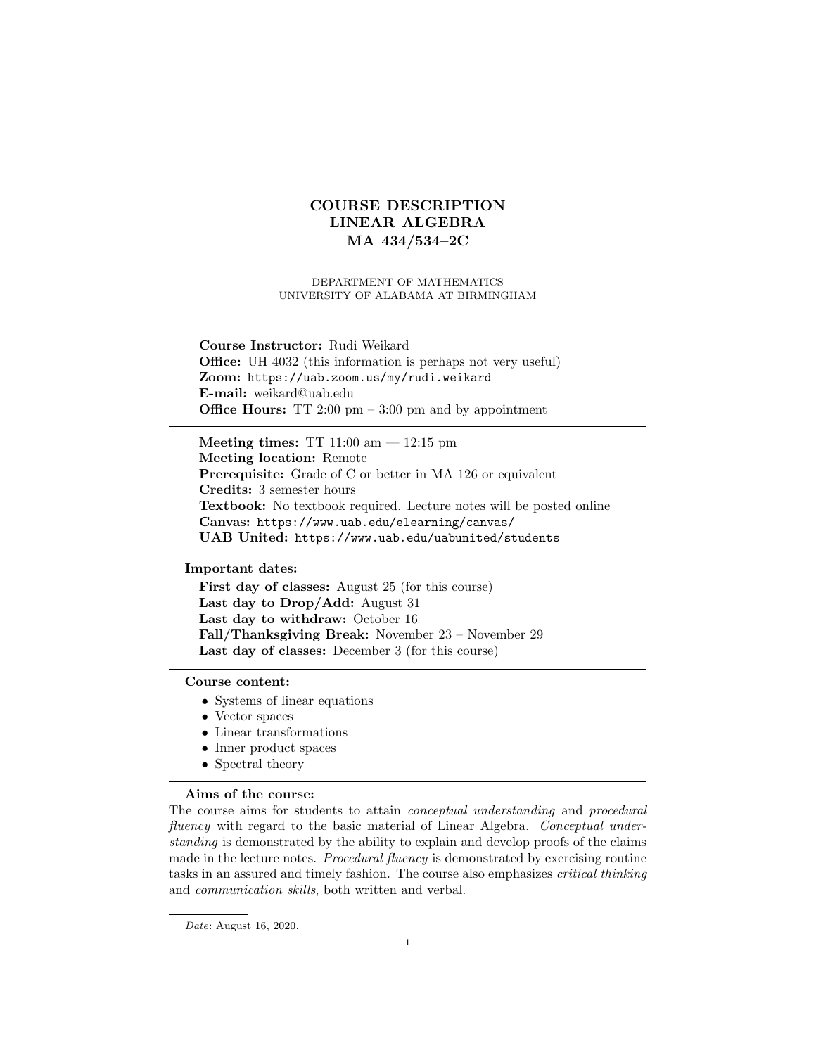# COURSE DESCRIPTION
# LINEAR ALGEBRA
# MA 434/534–2C

DEPARTMENT OF MATHEMATICS
UNIVERSITY OF ALABAMA AT BIRMINGHAM

**Course Instructor:** Rudi Weikard
**Office:** UH 4032 (this information is perhaps not very useful)
**Zoom:** `https://uab.zoom.us/my/rudi.weikard`
**E-mail:** weikard@uab.edu
**Office Hours:** TT 2:00 pm – 3:00 pm and by appointment

---

**Meeting times:** TT 11:00 am — 12:15 pm
**Meeting location:** Remote
**Prerequisite:** Grade of C or better in MA 126 or equivalent
**Credits:** 3 semester hours
**Textbook:** No textbook required. Lecture notes will be posted online
**Canvas:** `https://www.uab.edu/elearning/canvas/`
**UAB United:** `https://www.uab.edu/uabunited/students`

---

**Important dates:**

**First day of classes:** August 25 (for this course)
**Last day to Drop/Add:** August 31
**Last day to withdraw:** October 16
**Fall/Thanksgiving Break:** November 23 – November 29
**Last day of classes:** December 3 (for this course)

---

**Course content:**

- Systems of linear equations
- Vector spaces
- Linear transformations
- Inner product spaces
- Spectral theory

---

**Aims of the course:**

The course aims for students to attain *conceptual understanding* and *procedural fluency* with regard to the basic material of Linear Algebra. *Conceptual understanding* is demonstrated by the ability to explain and develop proofs of the claims made in the lecture notes. *Procedural fluency* is demonstrated by exercising routine tasks in an assured and timely fashion. The course also emphasizes *critical thinking* and *communication skills*, both written and verbal.

*Date*: August 16, 2020.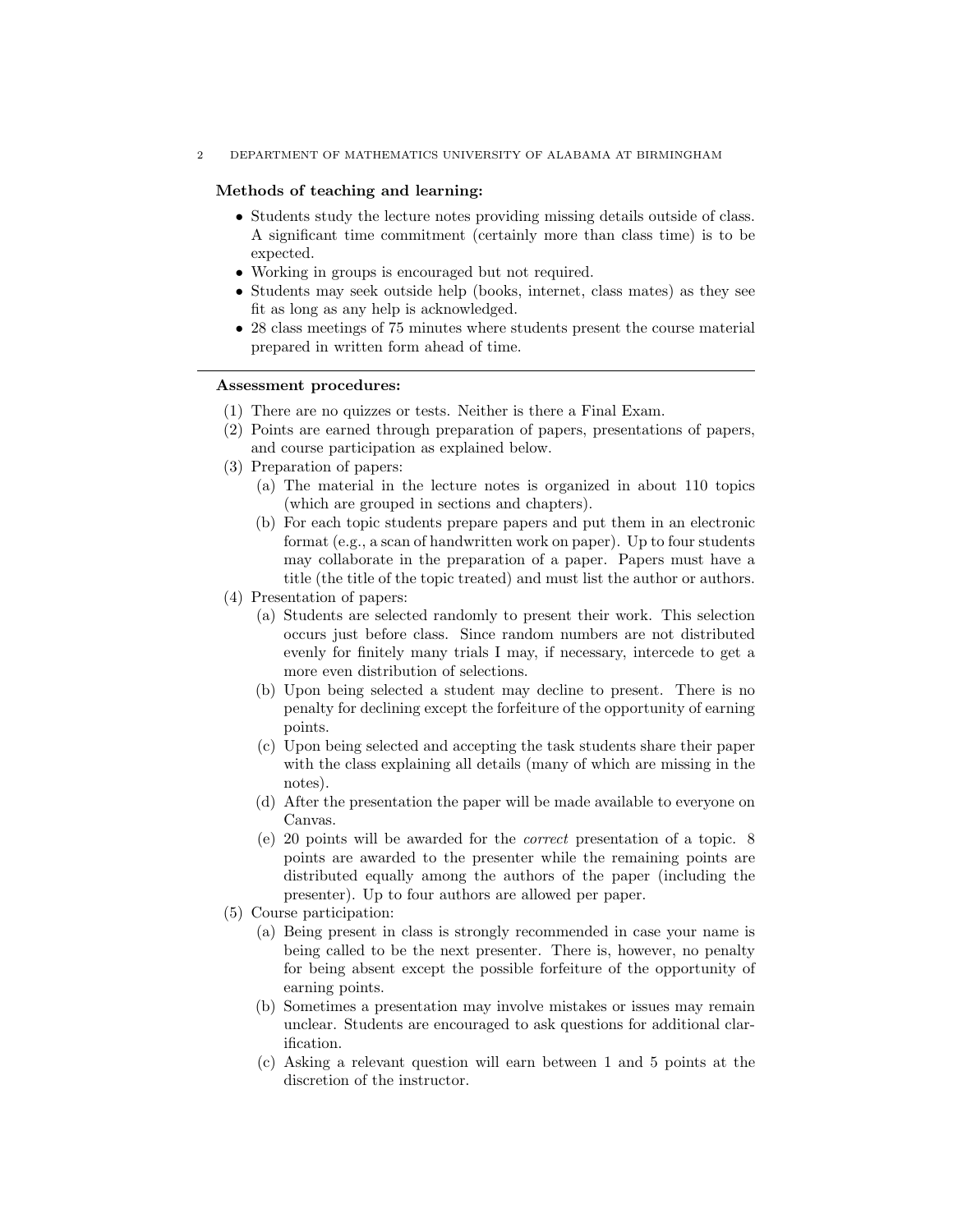**Methods of teaching and learning:**

- Students study the lecture notes providing missing details outside of class. A significant time commitment (certainly more than class time) is to be expected.
- Working in groups is encouraged but not required.
- Students may seek outside help (books, internet, class mates) as they see fit as long as any help is acknowledged.
- 28 class meetings of 75 minutes where students present the course material prepared in written form ahead of time.

---

**Assessment procedures:**

1. There are no quizzes or tests. Neither is there a Final Exam.
2. Points are earned through preparation of papers, presentations of papers, and course participation as explained below.
3. Preparation of papers:
   (a) The material in the lecture notes is organized in about 110 topics (which are grouped in sections and chapters).
   (b) For each topic students prepare papers and put them in an electronic format (e.g., a scan of handwritten work on paper). Up to four students may collaborate in the preparation of a paper. Papers must have a title (the title of the topic treated) and must list the author or authors.
4. Presentation of papers:
   (a) Students are selected randomly to present their work. This selection occurs just before class. Since random numbers are not distributed evenly for finitely many trials I may, if necessary, intercede to get a more even distribution of selections.
   (b) Upon being selected a student may decline to present. There is no penalty for declining except the forfeiture of the opportunity of earning points.
   (c) Upon being selected and accepting the task students share their paper with the class explaining all details (many of which are missing in the notes).
   (d) After the presentation the paper will be made available to everyone on Canvas.
   (e) 20 points will be awarded for the *correct* presentation of a topic. 8 points are awarded to the presenter while the remaining points are distributed equally among the authors of the paper (including the presenter). Up to four authors are allowed per paper.
5. Course participation:
   (a) Being present in class is strongly recommended in case your name is being called to be the next presenter. There is, however, no penalty for being absent except the possible forfeiture of the opportunity of earning points.
   (b) Sometimes a presentation may involve mistakes or issues may remain unclear. Students are encouraged to ask questions for additional clarification.
   (c) Asking a relevant question will earn between 1 and 5 points at the discretion of the instructor.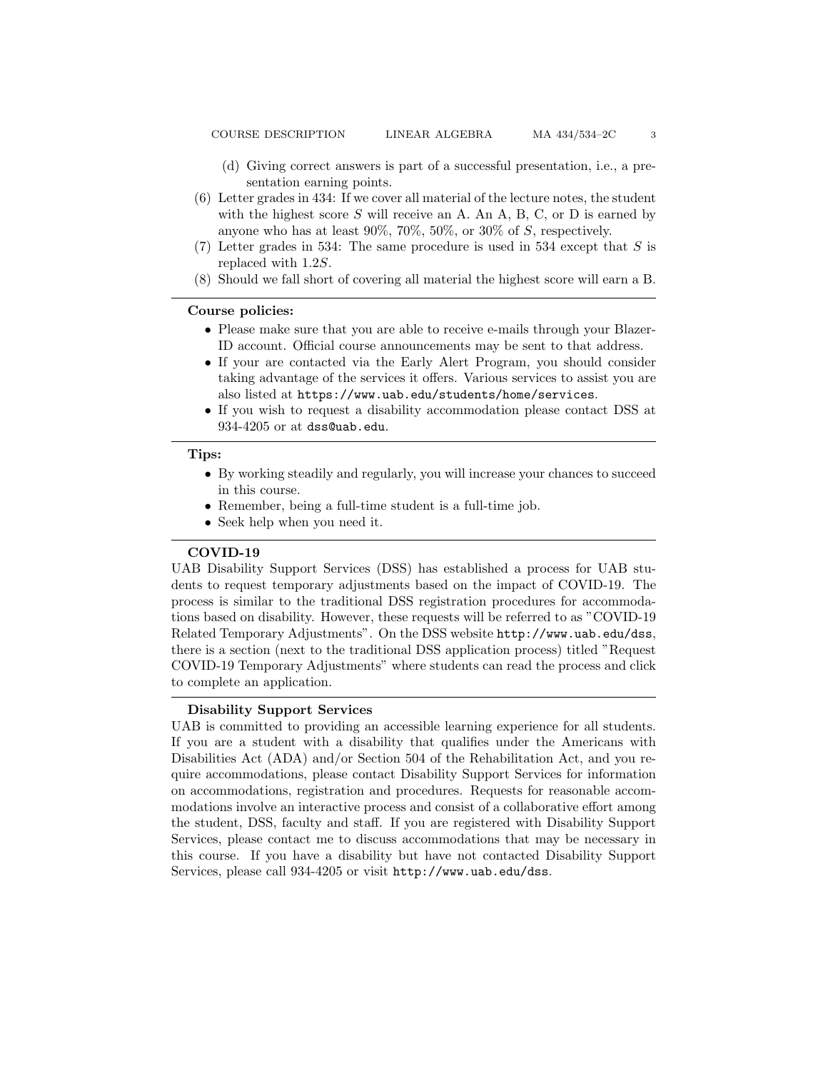(d) Giving correct answers is part of a successful presentation, i.e., a presentation earning points.

(6) Letter grades in 434: If we cover all material of the lecture notes, the student with the highest score $S$ will receive an A. An A, B, C, or D is earned by anyone who has at least 90%, 70%, 50%, or 30% of $S$, respectively.

(7) Letter grades in 534: The same procedure is used in 534 except that $S$ is replaced with $1.2S$.

(8) Should we fall short of covering all material the highest score will earn a B.

---

**Course policies:**

- Please make sure that you are able to receive e-mails through your Blazer-ID account. Official course announcements may be sent to that address.
- If your are contacted via the Early Alert Program, you should consider taking advantage of the services it offers. Various services to assist you are also listed at `https://www.uab.edu/students/home/services`.
- If you wish to request a disability accommodation please contact DSS at 934-4205 or at `dss@uab.edu`.

---

**Tips:**

- By working steadily and regularly, you will increase your chances to succeed in this course.
- Remember, being a full-time student is a full-time job.
- Seek help when you need it.

---

**COVID-19**

UAB Disability Support Services (DSS) has established a process for UAB students to request temporary adjustments based on the impact of COVID-19. The process is similar to the traditional DSS registration procedures for accommodations based on disability. However, these requests will be referred to as "COVID-19 Related Temporary Adjustments". On the DSS website `http://www.uab.edu/dss`, there is a section (next to the traditional DSS application process) titled "Request COVID-19 Temporary Adjustments" where students can read the process and click to complete an application.

---

**Disability Support Services**

UAB is committed to providing an accessible learning experience for all students. If you are a student with a disability that qualifies under the Americans with Disabilities Act (ADA) and/or Section 504 of the Rehabilitation Act, and you require accommodations, please contact Disability Support Services for information on accommodations, registration and procedures. Requests for reasonable accommodations involve an interactive process and consist of a collaborative effort among the student, DSS, faculty and staff. If you are registered with Disability Support Services, please contact me to discuss accommodations that may be necessary in this course. If you have a disability but have not contacted Disability Support Services, please call 934-4205 or visit `http://www.uab.edu/dss`.